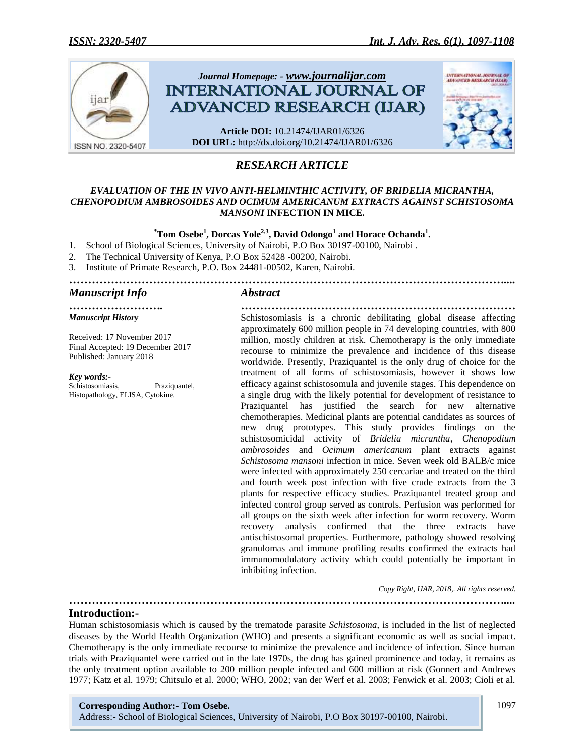Journal Homepage: - www.journalijar.com

# INTERNATIONAL JOURNAL OF ADVANCED RESEARCH (IJAR)

**Article DOI:** 10.21474/IJAR01/6326
**DOI URL:** http://dx.doi.org/10.21474/IJAR01/6326

## *RESEARCH ARTICLE*

### *EVALUATION OF THE IN VIVO ANTI-HELMINTHIC ACTIVITY, OF BRIDELIA MICRANTHA, CHENOPODIUM AMBROSOIDES AND OCIMUM AMERICANUM EXTRACTS AGAINST SCHISTOSOMA MANSONI* INFECTION IN MICE.

**[*]Tom Osebe[1], Dorcas Yole[2,3], David Odongo[1] and Horace Ochanda[1].**

1. School of Biological Sciences, University of Nairobi, P.O Box 30197-00100, Nairobi .
2. The Technical University of Kenya, P.O Box 52428 -00200, Nairobi.
3. Institute of Primate Research, P.O. Box 24481-00502, Karen, Nairobi.

### *Manuscript Info*

*Manuscript History*

Received: 17 November 2017
Final Accepted: 19 December 2017
Published: January 2018

*Key words:-*
Schistosomiasis, Praziquantel, Histopathology, ELISA, Cytokine.

### *Abstract*

Schistosomiasis is a chronic debilitating global disease affecting approximately 600 million people in 74 developing countries, with 800 million, mostly children at risk. Chemotherapy is the only immediate recourse to minimize the prevalence and incidence of this disease worldwide. Presently, Praziquantel is the only drug of choice for the treatment of all forms of schistosomiasis, however it shows low efficacy against schistosomula and juvenile stages. This dependence on a single drug with the likely potential for development of resistance to Praziquantel has justified the search for new alternative chemotherapies. Medicinal plants are potential candidates as sources of new drug prototypes. This study provides findings on the schistosomicidal activity of *Bridelia micrantha*, *Chenopodium ambrosoides* and *Ocimum americanum* plant extracts against *Schistosoma mansoni* infection in mice. Seven week old BALB/c mice were infected with approximately 250 cercariae and treated on the third and fourth week post infection with five crude extracts from the 3 plants for respective efficacy studies. Praziquantel treated group and infected control group served as controls. Perfusion was performed for all groups on the sixth week after infection for worm recovery. Worm recovery analysis confirmed that the three extracts have antischistosomal properties. Furthermore, pathology showed resolving granulomas and immune profiling results confirmed the extracts had immunomodulatory activity which could potentially be important in inhibiting infection.

*Copy Right, IJAR, 2018,. All rights reserved.*

## Introduction:-

Human schistosomiasis which is caused by the trematode parasite *Schistosoma,* is included in the list of neglected diseases by the World Health Organization (WHO) and presents a significant economic as well as social impact. Chemotherapy is the only immediate recourse to minimize the prevalence and incidence of infection. Since human trials with Praziquantel were carried out in the late 1970s, the drug has gained prominence and today, it remains as the only treatment option available to 200 million people infected and 600 million at risk (Gonnert and Andrews 1977; Katz et al. 1979; Chitsulo et al. 2000; WHO, 2002; van der Werf et al. 2003; Fenwick et al. 2003; Cioli et al.

**Corresponding Author:- Tom Osebe.**
Address:- School of Biological Sciences, University of Nairobi, P.O Box 30197-00100, Nairobi.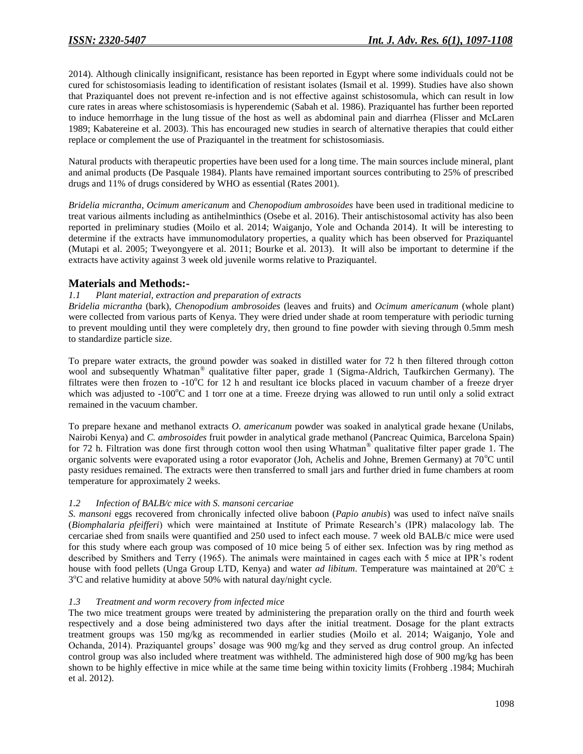2014). Although clinically insignificant, resistance has been reported in Egypt where some individuals could not be cured for schistosomiasis leading to identification of resistant isolates (Ismail et al. 1999). Studies have also shown that Praziquantel does not prevent re-infection and is not effective against schistosomula, which can result in low cure rates in areas where schistosomiasis is hyperendemic (Sabah et al. 1986). Praziquantel has further been reported to induce hemorrhage in the lung tissue of the host as well as abdominal pain and diarrhea (Flisser and McLaren 1989; Kabatereine et al. 2003). This has encouraged new studies in search of alternative therapies that could either replace or complement the use of Praziquantel in the treatment for schistosomiasis.

Natural products with therapeutic properties have been used for a long time. The main sources include mineral, plant and animal products (De Pasquale 1984). Plants have remained important sources contributing to 25% of prescribed drugs and 11% of drugs considered by WHO as essential (Rates 2001).

*Bridelia micrantha*, *Ocimum americanum* and *Chenopodium ambrosoides* have been used in traditional medicine to treat various ailments including as antihelminthics (Osebe et al. 2016). Their antischistosomal activity has also been reported in preliminary studies (Moilo et al. 2014; Waiganjo, Yole and Ochanda 2014). It will be interesting to determine if the extracts have immunomodulatory properties, a quality which has been observed for Praziquantel (Mutapi et al. 2005; Tweyongyere et al. 2011; Bourke et al. 2013). It will also be important to determine if the extracts have activity against 3 week old juvenile worms relative to Praziquantel.

## Materials and Methods:-

### *1.1 Plant material, extraction and preparation of extracts*

*Bridelia micrantha* (bark), *Chenopodium ambrosoides* (leaves and fruits) and *Ocimum americanum* (whole plant) were collected from various parts of Kenya. They were dried under shade at room temperature with periodic turning to prevent moulding until they were completely dry, then ground to fine powder with sieving through 0.5mm mesh to standardize particle size.

To prepare water extracts, the ground powder was soaked in distilled water for 72 h then filtered through cotton wool and subsequently Whatman® qualitative filter paper, grade 1 (Sigma-Aldrich, Taufkirchen Germany). The filtrates were then frozen to -10°C for 12 h and resultant ice blocks placed in vacuum chamber of a freeze dryer which was adjusted to -100°C and 1 torr one at a time. Freeze drying was allowed to run until only a solid extract remained in the vacuum chamber.

To prepare hexane and methanol extracts *O. americanum* powder was soaked in analytical grade hexane (Unilabs, Nairobi Kenya) and *C. ambrosoides* fruit powder in analytical grade methanol (Pancreac Quimica, Barcelona Spain) for 72 h. Filtration was done first through cotton wool then using Whatman® qualitative filter paper grade 1. The organic solvents were evaporated using a rotor evaporator (Joh, Achelis and Johne, Bremen Germany) at 70°C until pasty residues remained. The extracts were then transferred to small jars and further dried in fume chambers at room temperature for approximately 2 weeks.

### *1.2 Infection of BALB/c mice with S. mansoni cercariae*

*S. mansoni* eggs recovered from chronically infected olive baboon (*Papio anubis*) was used to infect naïve snails (*Biomphalaria pfeifferi*) which were maintained at Institute of Primate Research's (IPR) malacology lab. The cercariae shed from snails were quantified and 250 used to infect each mouse. 7 week old BALB/c mice were used for this study where each group was composed of 10 mice being 5 of either sex. Infection was by ring method as described by Smithers and Terry (1965). The animals were maintained in cages each with 5 mice at IPR's rodent house with food pellets (Unga Group LTD, Kenya) and water *ad libitum*. Temperature was maintained at 20°C ± 3°C and relative humidity at above 50% with natural day/night cycle.

### *1.3 Treatment and worm recovery from infected mice*

The two mice treatment groups were treated by administering the preparation orally on the third and fourth week respectively and a dose being administered two days after the initial treatment. Dosage for the plant extracts treatment groups was 150 mg/kg as recommended in earlier studies (Moilo et al. 2014; Waiganjo, Yole and Ochanda, 2014). Praziquantel groups' dosage was 900 mg/kg and they served as drug control group. An infected control group was also included where treatment was withheld. The administered high dose of 900 mg/kg has been shown to be highly effective in mice while at the same time being within toxicity limits (Frohberg .1984; Muchirah et al. 2012).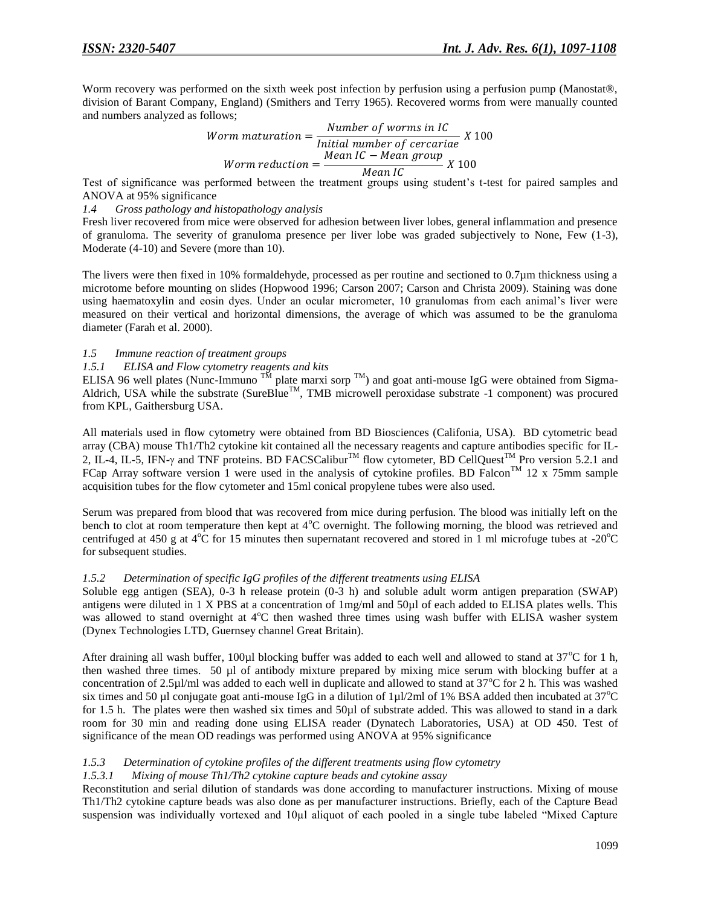Worm recovery was performed on the sixth week post infection by perfusion using a perfusion pump (Manostat®, division of Barant Company, England) (Smithers and Terry 1965). Recovered worms from were manually counted and numbers analyzed as follows;

$$Worm\ maturation = \frac{Number\ of\ worms\ in\ IC}{Initial\ number\ of\ cercariae}\ X\ 100$$

$$Worm\ reduction = \frac{Mean\ IC - Mean\ group}{Mean\ IC}\ X\ 100$$

Test of significance was performed between the treatment groups using student's t-test for paired samples and ANOVA at 95% significance

*1.4 Gross pathology and histopathology analysis*

Fresh liver recovered from mice were observed for adhesion between liver lobes, general inflammation and presence of granuloma. The severity of granuloma presence per liver lobe was graded subjectively to None, Few (1-3), Moderate (4-10) and Severe (more than 10).

The livers were then fixed in 10% formaldehyde, processed as per routine and sectioned to 0.7µm thickness using a microtome before mounting on slides (Hopwood 1996; Carson 2007; Carson and Christa 2009). Staining was done using haematoxylin and eosin dyes. Under an ocular micrometer, 10 granulomas from each animal's liver were measured on their vertical and horizontal dimensions, the average of which was assumed to be the granuloma diameter (Farah et al. 2000).

*1.5 Immune reaction of treatment groups*

*1.5.1 ELISA and Flow cytometry reagents and kits*

ELISA 96 well plates (Nunc-Immuno ™ plate marxi sorp ™) and goat anti-mouse IgG were obtained from Sigma-Aldrich, USA while the substrate (SureBlue™, TMB microwell peroxidase substrate -1 component) was procured from KPL, Gaithersburg USA.

All materials used in flow cytometry were obtained from BD Biosciences (Califonia, USA). BD cytometric bead array (CBA) mouse Th1/Th2 cytokine kit contained all the necessary reagents and capture antibodies specific for IL-2, IL-4, IL-5, IFN-γ and TNF proteins. BD FACSCalibur™ flow cytometer, BD CellQuest™ Pro version 5.2.1 and FCap Array software version 1 were used in the analysis of cytokine profiles. BD Falcon™ 12 x 75mm sample acquisition tubes for the flow cytometer and 15ml conical propylene tubes were also used.

Serum was prepared from blood that was recovered from mice during perfusion. The blood was initially left on the bench to clot at room temperature then kept at 4°C overnight. The following morning, the blood was retrieved and centrifuged at 450 g at 4°C for 15 minutes then supernatant recovered and stored in 1 ml microfuge tubes at -20°C for subsequent studies.

*1.5.2 Determination of specific IgG profiles of the different treatments using ELISA*

Soluble egg antigen (SEA), 0-3 h release protein (0-3 h) and soluble adult worm antigen preparation (SWAP) antigens were diluted in 1 X PBS at a concentration of 1mg/ml and 50µl of each added to ELISA plates wells. This was allowed to stand overnight at 4°C then washed three times using wash buffer with ELISA washer system (Dynex Technologies LTD, Guernsey channel Great Britain).

After draining all wash buffer, 100µl blocking buffer was added to each well and allowed to stand at 37°C for 1 h, then washed three times. 50 µl of antibody mixture prepared by mixing mice serum with blocking buffer at a concentration of 2.5µl/ml was added to each well in duplicate and allowed to stand at 37°C for 2 h. This was washed six times and 50 µl conjugate goat anti-mouse IgG in a dilution of 1µl/2ml of 1% BSA added then incubated at 37°C for 1.5 h. The plates were then washed six times and 50µl of substrate added. This was allowed to stand in a dark room for 30 min and reading done using ELISA reader (Dynatech Laboratories, USA) at OD 450. Test of significance of the mean OD readings was performed using ANOVA at 95% significance

*1.5.3 Determination of cytokine profiles of the different treatments using flow cytometry*

*1.5.3.1 Mixing of mouse Th1/Th2 cytokine capture beads and cytokine assay*

Reconstitution and serial dilution of standards was done according to manufacturer instructions. Mixing of mouse Th1/Th2 cytokine capture beads was also done as per manufacturer instructions. Briefly, each of the Capture Bead suspension was individually vortexed and 10µl aliquot of each pooled in a single tube labeled "Mixed Capture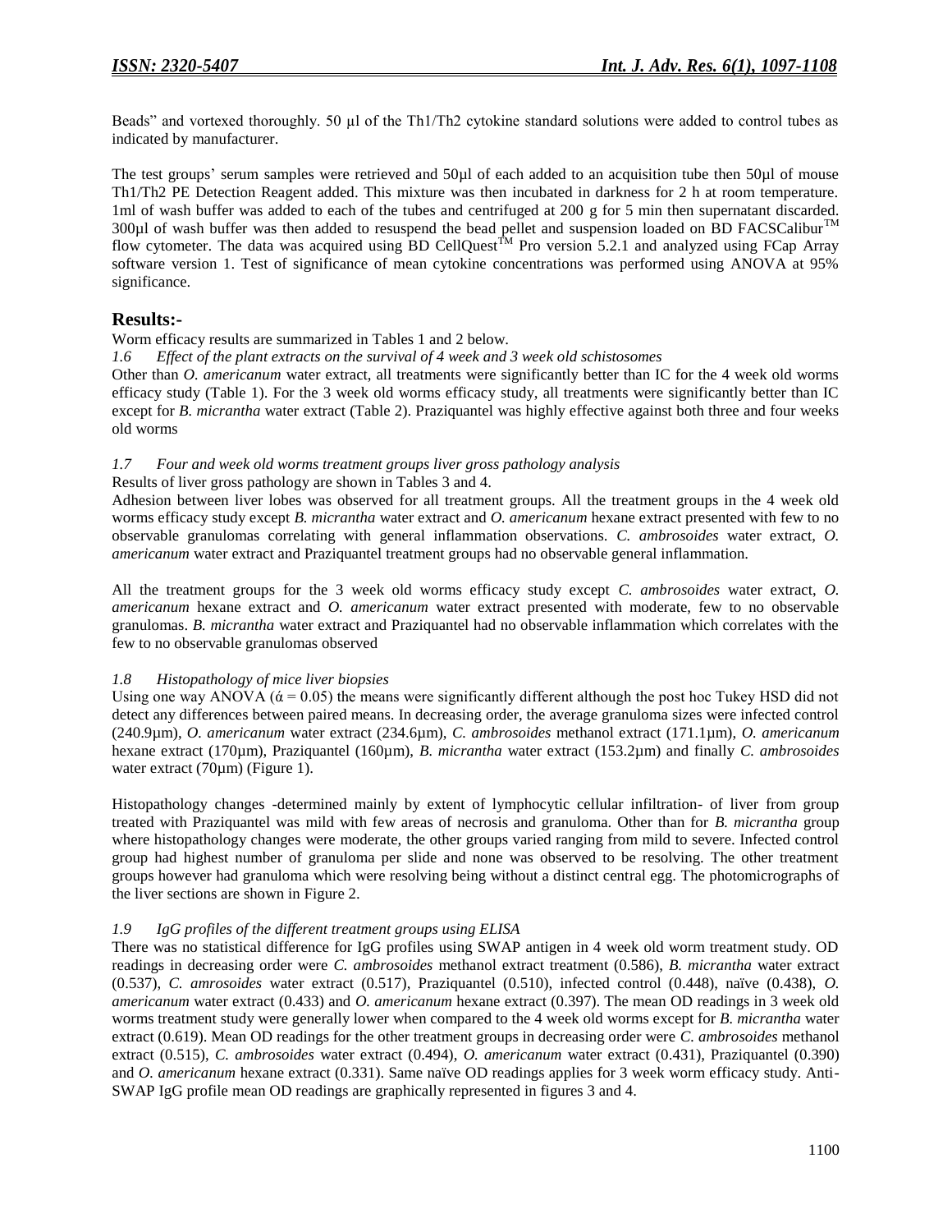Beads" and vortexed thoroughly. 50 µl of the Th1/Th2 cytokine standard solutions were added to control tubes as indicated by manufacturer.

The test groups' serum samples were retrieved and 50µl of each added to an acquisition tube then 50µl of mouse Th1/Th2 PE Detection Reagent added. This mixture was then incubated in darkness for 2 h at room temperature. 1ml of wash buffer was added to each of the tubes and centrifuged at 200 g for 5 min then supernatant discarded. 300µl of wash buffer was then added to resuspend the bead pellet and suspension loaded on BD FACSCalibur™ flow cytometer. The data was acquired using BD CellQuest™ Pro version 5.2.1 and analyzed using FCap Array software version 1. Test of significance of mean cytokine concentrations was performed using ANOVA at 95% significance.

## Results:-

Worm efficacy results are summarized in Tables 1 and 2 below.

### *1.6 Effect of the plant extracts on the survival of 4 week and 3 week old schistosomes*

Other than *O. americanum* water extract, all treatments were significantly better than IC for the 4 week old worms efficacy study (Table 1). For the 3 week old worms efficacy study, all treatments were significantly better than IC except for *B. micrantha* water extract (Table 2). Praziquantel was highly effective against both three and four weeks old worms

### *1.7 Four and week old worms treatment groups liver gross pathology analysis*

Results of liver gross pathology are shown in Tables 3 and 4.

Adhesion between liver lobes was observed for all treatment groups. All the treatment groups in the 4 week old worms efficacy study except *B. micrantha* water extract and *O. americanum* hexane extract presented with few to no observable granulomas correlating with general inflammation observations. *C. ambrosoides* water extract, *O. americanum* water extract and Praziquantel treatment groups had no observable general inflammation.

All the treatment groups for the 3 week old worms efficacy study except *C. ambrosoides* water extract, *O. americanum* hexane extract and *O. americanum* water extract presented with moderate, few to no observable granulomas. *B. micrantha* water extract and Praziquantel had no observable inflammation which correlates with the few to no observable granulomas observed

### *1.8 Histopathology of mice liver biopsies*

Using one way ANOVA ($\acute{\alpha} = 0.05$) the means were significantly different although the post hoc Tukey HSD did not detect any differences between paired means. In decreasing order, the average granuloma sizes were infected control (240.9µm), *O. americanum* water extract (234.6µm), *C. ambrosoides* methanol extract (171.1µm), *O. americanum* hexane extract (170µm), Praziquantel (160µm), *B. micrantha* water extract (153.2µm) and finally *C. ambrosoides* water extract (70µm) (Figure 1).

Histopathology changes -determined mainly by extent of lymphocytic cellular infiltration- of liver from group treated with Praziquantel was mild with few areas of necrosis and granuloma. Other than for *B. micrantha* group where histopathology changes were moderate, the other groups varied ranging from mild to severe. Infected control group had highest number of granuloma per slide and none was observed to be resolving. The other treatment groups however had granuloma which were resolving being without a distinct central egg. The photomicrographs of the liver sections are shown in Figure 2.

### *1.9 IgG profiles of the different treatment groups using ELISA*

There was no statistical difference for IgG profiles using SWAP antigen in 4 week old worm treatment study. OD readings in decreasing order were *C. ambrosoides* methanol extract treatment (0.586), *B. micrantha* water extract (0.537), *C. amrosoides* water extract (0.517), Praziquantel (0.510), infected control (0.448), naïve (0.438), *O. americanum* water extract (0.433) and *O. americanum* hexane extract (0.397). The mean OD readings in 3 week old worms treatment study were generally lower when compared to the 4 week old worms except for *B. micrantha* water extract (0.619). Mean OD readings for the other treatment groups in decreasing order were *C. ambrosoides* methanol extract (0.515), *C. ambrosoides* water extract (0.494), *O. americanum* water extract (0.431), Praziquantel (0.390) and *O. americanum* hexane extract (0.331). Same naïve OD readings applies for 3 week worm efficacy study. Anti-SWAP IgG profile mean OD readings are graphically represented in figures 3 and 4.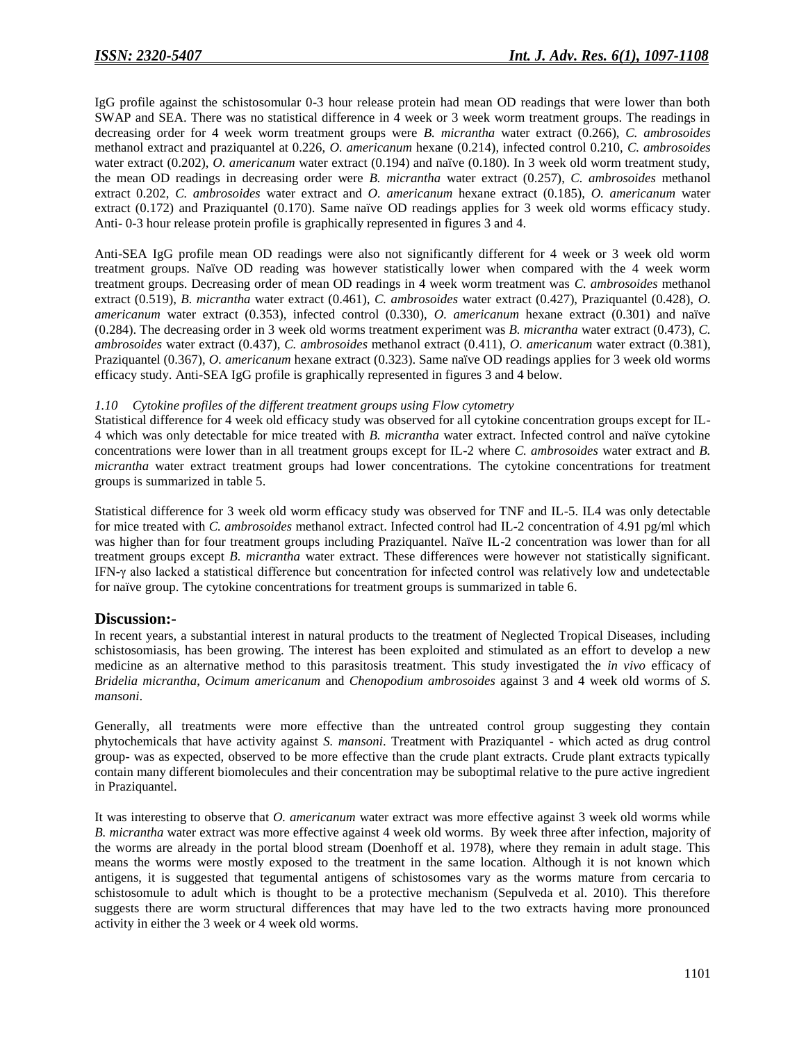IgG profile against the schistosomular 0-3 hour release protein had mean OD readings that were lower than both SWAP and SEA. There was no statistical difference in 4 week or 3 week worm treatment groups. The readings in decreasing order for 4 week worm treatment groups were *B. micrantha* water extract (0.266), *C. ambrosoides* methanol extract and praziquantel at 0.226, *O. americanum* hexane (0.214), infected control 0.210, *C. ambrosoides* water extract (0.202), *O. americanum* water extract (0.194) and naïve (0.180). In 3 week old worm treatment study, the mean OD readings in decreasing order were *B. micrantha* water extract (0.257), *C. ambrosoides* methanol extract 0.202, *C. ambrosoides* water extract and *O. americanum* hexane extract (0.185), *O. americanum* water extract (0.172) and Praziquantel (0.170). Same naïve OD readings applies for 3 week old worms efficacy study. Anti- 0-3 hour release protein profile is graphically represented in figures 3 and 4.

Anti-SEA IgG profile mean OD readings were also not significantly different for 4 week or 3 week old worm treatment groups. Naïve OD reading was however statistically lower when compared with the 4 week worm treatment groups. Decreasing order of mean OD readings in 4 week worm treatment was *C. ambrosoides* methanol extract (0.519), *B. micrantha* water extract (0.461), *C. ambrosoides* water extract (0.427), Praziquantel (0.428), *O. americanum* water extract (0.353), infected control (0.330), *O. americanum* hexane extract (0.301) and naïve (0.284). The decreasing order in 3 week old worms treatment experiment was *B. micrantha* water extract (0.473), *C. ambrosoides* water extract (0.437), *C. ambrosoides* methanol extract (0.411), *O. americanum* water extract (0.381), Praziquantel (0.367), *O. americanum* hexane extract (0.323). Same naïve OD readings applies for 3 week old worms efficacy study. Anti-SEA IgG profile is graphically represented in figures 3 and 4 below.

*1.10 Cytokine profiles of the different treatment groups using Flow cytometry*

Statistical difference for 4 week old efficacy study was observed for all cytokine concentration groups except for IL-4 which was only detectable for mice treated with *B. micrantha* water extract. Infected control and naïve cytokine concentrations were lower than in all treatment groups except for IL-2 where *C. ambrosoides* water extract and *B. micrantha* water extract treatment groups had lower concentrations. The cytokine concentrations for treatment groups is summarized in table 5.

Statistical difference for 3 week old worm efficacy study was observed for TNF and IL-5. IL4 was only detectable for mice treated with *C. ambrosoides* methanol extract. Infected control had IL-2 concentration of 4.91 pg/ml which was higher than for four treatment groups including Praziquantel. Naïve IL-2 concentration was lower than for all treatment groups except *B. micrantha* water extract. These differences were however not statistically significant. IFN-γ also lacked a statistical difference but concentration for infected control was relatively low and undetectable for naïve group. The cytokine concentrations for treatment groups is summarized in table 6.

## Discussion:-

In recent years, a substantial interest in natural products to the treatment of Neglected Tropical Diseases, including schistosomiasis, has been growing. The interest has been exploited and stimulated as an effort to develop a new medicine as an alternative method to this parasitosis treatment. This study investigated the *in vivo* efficacy of *Bridelia micrantha*, *Ocimum americanum* and *Chenopodium ambrosoides* against 3 and 4 week old worms of *S. mansoni*.

Generally, all treatments were more effective than the untreated control group suggesting they contain phytochemicals that have activity against *S. mansoni*. Treatment with Praziquantel - which acted as drug control group- was as expected, observed to be more effective than the crude plant extracts. Crude plant extracts typically contain many different biomolecules and their concentration may be suboptimal relative to the pure active ingredient in Praziquantel.

It was interesting to observe that *O. americanum* water extract was more effective against 3 week old worms while *B. micrantha* water extract was more effective against 4 week old worms. By week three after infection, majority of the worms are already in the portal blood stream (Doenhoff et al. 1978), where they remain in adult stage. This means the worms were mostly exposed to the treatment in the same location. Although it is not known which antigens, it is suggested that tegumental antigens of schistosomes vary as the worms mature from cercaria to schistosomule to adult which is thought to be a protective mechanism (Sepulveda et al. 2010). This therefore suggests there are worm structural differences that may have led to the two extracts having more pronounced activity in either the 3 week or 4 week old worms.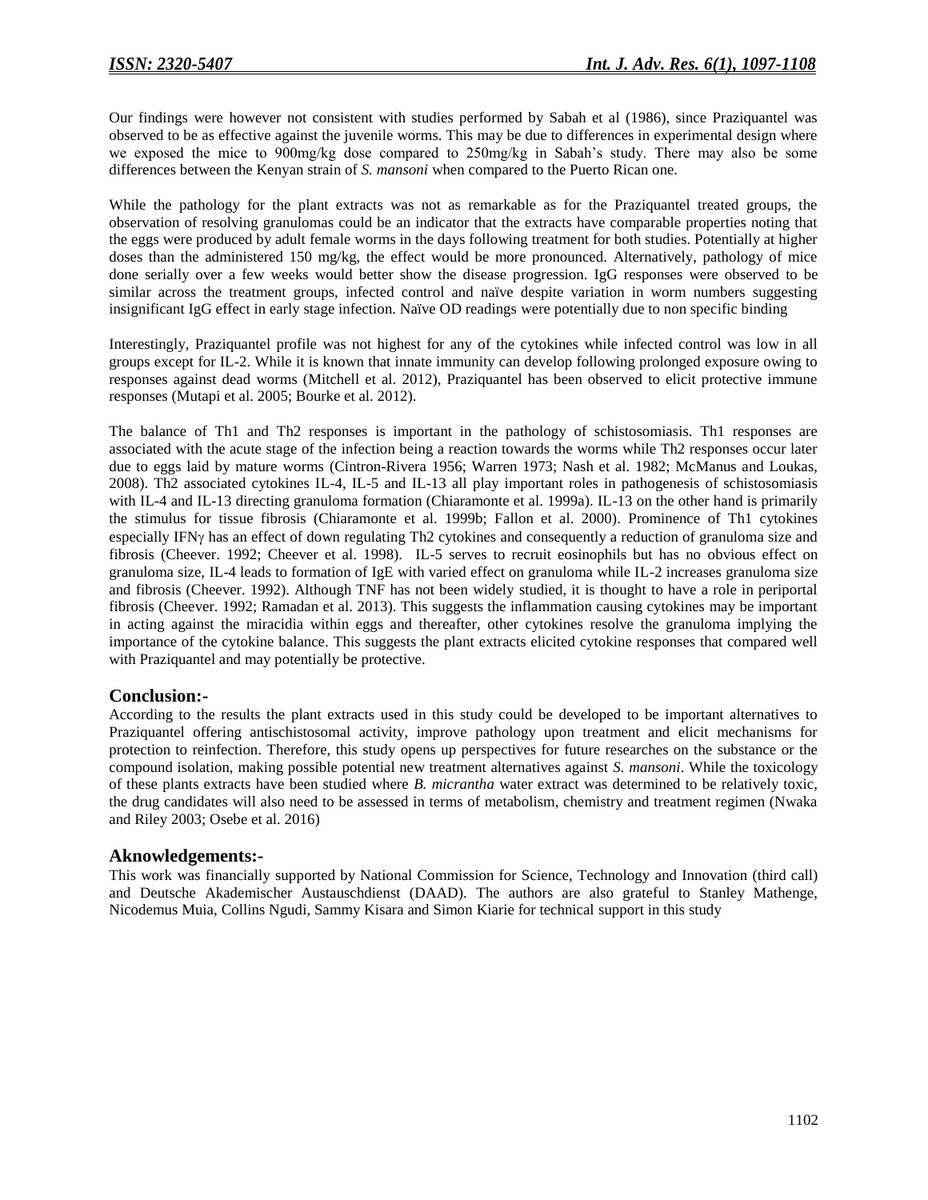Our findings were however not consistent with studies performed by Sabah et al (1986), since Praziquantel was observed to be as effective against the juvenile worms. This may be due to differences in experimental design where we exposed the mice to 900mg/kg dose compared to 250mg/kg in Sabah's study. There may also be some differences between the Kenyan strain of *S. mansoni* when compared to the Puerto Rican one.

While the pathology for the plant extracts was not as remarkable as for the Praziquantel treated groups, the observation of resolving granulomas could be an indicator that the extracts have comparable properties noting that the eggs were produced by adult female worms in the days following treatment for both studies. Potentially at higher doses than the administered 150 mg/kg, the effect would be more pronounced. Alternatively, pathology of mice done serially over a few weeks would better show the disease progression. IgG responses were observed to be similar across the treatment groups, infected control and naïve despite variation in worm numbers suggesting insignificant IgG effect in early stage infection. Naïve OD readings were potentially due to non specific binding

Interestingly, Praziquantel profile was not highest for any of the cytokines while infected control was low in all groups except for IL-2. While it is known that innate immunity can develop following prolonged exposure owing to responses against dead worms (Mitchell et al. 2012), Praziquantel has been observed to elicit protective immune responses (Mutapi et al. 2005; Bourke et al. 2012).

The balance of Th1 and Th2 responses is important in the pathology of schistosomiasis. Th1 responses are associated with the acute stage of the infection being a reaction towards the worms while Th2 responses occur later due to eggs laid by mature worms (Cintron-Rivera 1956; Warren 1973; Nash et al. 1982; McManus and Loukas, 2008). Th2 associated cytokines IL-4, IL-5 and IL-13 all play important roles in pathogenesis of schistosomiasis with IL-4 and IL-13 directing granuloma formation (Chiaramonte et al. 1999a). IL-13 on the other hand is primarily the stimulus for tissue fibrosis (Chiaramonte et al. 1999b; Fallon et al. 2000). Prominence of Th1 cytokines especially IFNγ has an effect of down regulating Th2 cytokines and consequently a reduction of granuloma size and fibrosis (Cheever. 1992; Cheever et al. 1998). IL-5 serves to recruit eosinophils but has no obvious effect on granuloma size, IL-4 leads to formation of IgE with varied effect on granuloma while IL-2 increases granuloma size and fibrosis (Cheever. 1992). Although TNF has not been widely studied, it is thought to have a role in periportal fibrosis (Cheever. 1992; Ramadan et al. 2013). This suggests the inflammation causing cytokines may be important in acting against the miracidia within eggs and thereafter, other cytokines resolve the granuloma implying the importance of the cytokine balance. This suggests the plant extracts elicited cytokine responses that compared well with Praziquantel and may potentially be protective.

## Conclusion:-

According to the results the plant extracts used in this study could be developed to be important alternatives to Praziquantel offering antischistosomal activity, improve pathology upon treatment and elicit mechanisms for protection to reinfection. Therefore, this study opens up perspectives for future researches on the substance or the compound isolation, making possible potential new treatment alternatives against *S. mansoni*. While the toxicology of these plants extracts have been studied where *B. micrantha* water extract was determined to be relatively toxic, the drug candidates will also need to be assessed in terms of metabolism, chemistry and treatment regimen (Nwaka and Riley 2003; Osebe et al. 2016)

## Aknowledgements:-

This work was financially supported by National Commission for Science, Technology and Innovation (third call) and Deutsche Akademischer Austauschdienst (DAAD). The authors are also grateful to Stanley Mathenge, Nicodemus Muia, Collins Ngudi, Sammy Kisara and Simon Kiarie for technical support in this study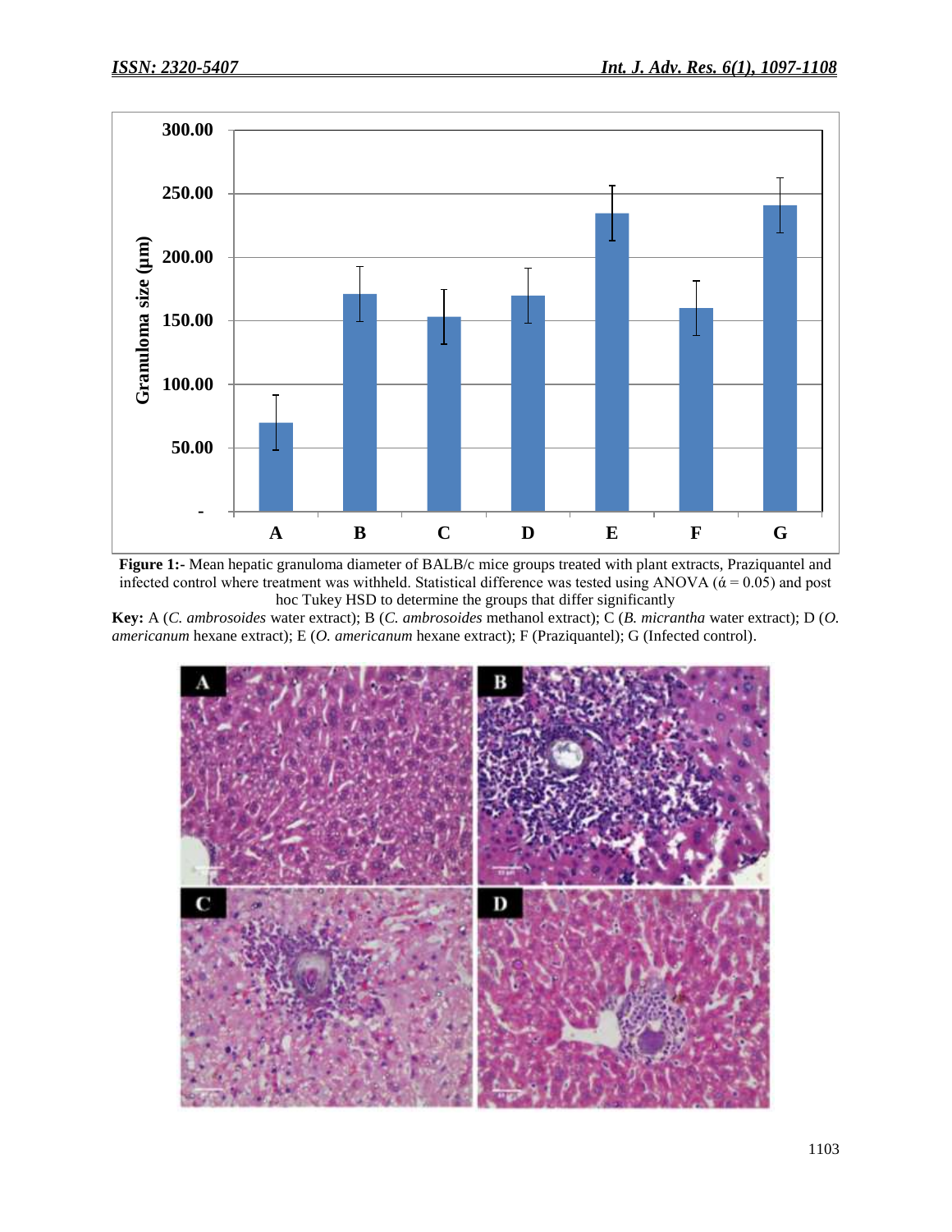**Figure 1:-** Mean hepatic granuloma diameter of BALB/c mice groups treated with plant extracts, Praziquantel and infected control where treatment was withheld. Statistical difference was tested using ANOVA ($\acute{\alpha} = 0.05$) and post hoc Tukey HSD to determine the groups that differ significantly

**Key:** A (*C. ambrosoides* water extract); B (*C. ambrosoides* methanol extract); C (*B. micrantha* water extract); D (*O. americanum* hexane extract); E (*O. americanum* hexane extract); F (Praziquantel); G (Infected control).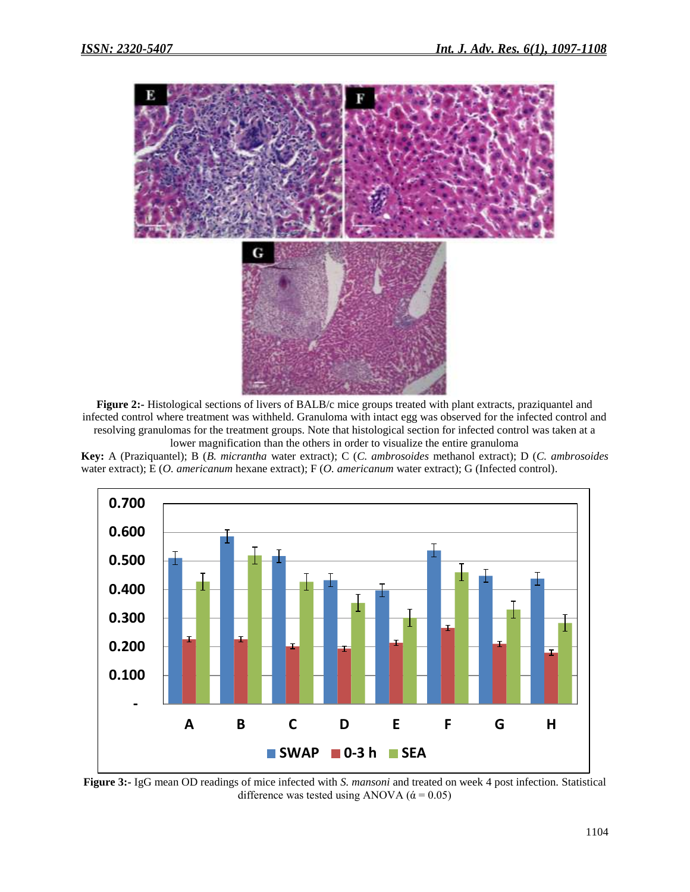**Figure 2:-** Histological sections of livers of BALB/c mice groups treated with plant extracts, praziquantel and infected control where treatment was withheld. Granuloma with intact egg was observed for the infected control and resolving granulomas for the treatment groups. Note that histological section for infected control was taken at a lower magnification than the others in order to visualize the entire granuloma

**Key:** A (Praziquantel); B (*B. micrantha* water extract); C (*C. ambrosoides* methanol extract); D (*C. ambrosoides* water extract); E (*O. americanum* hexane extract); F (*O. americanum* water extract); G (Infected control).

**Figure 3:-** IgG mean OD readings of mice infected with *S. mansoni* and treated on week 4 post infection. Statistical difference was tested using ANOVA (ά = 0.05)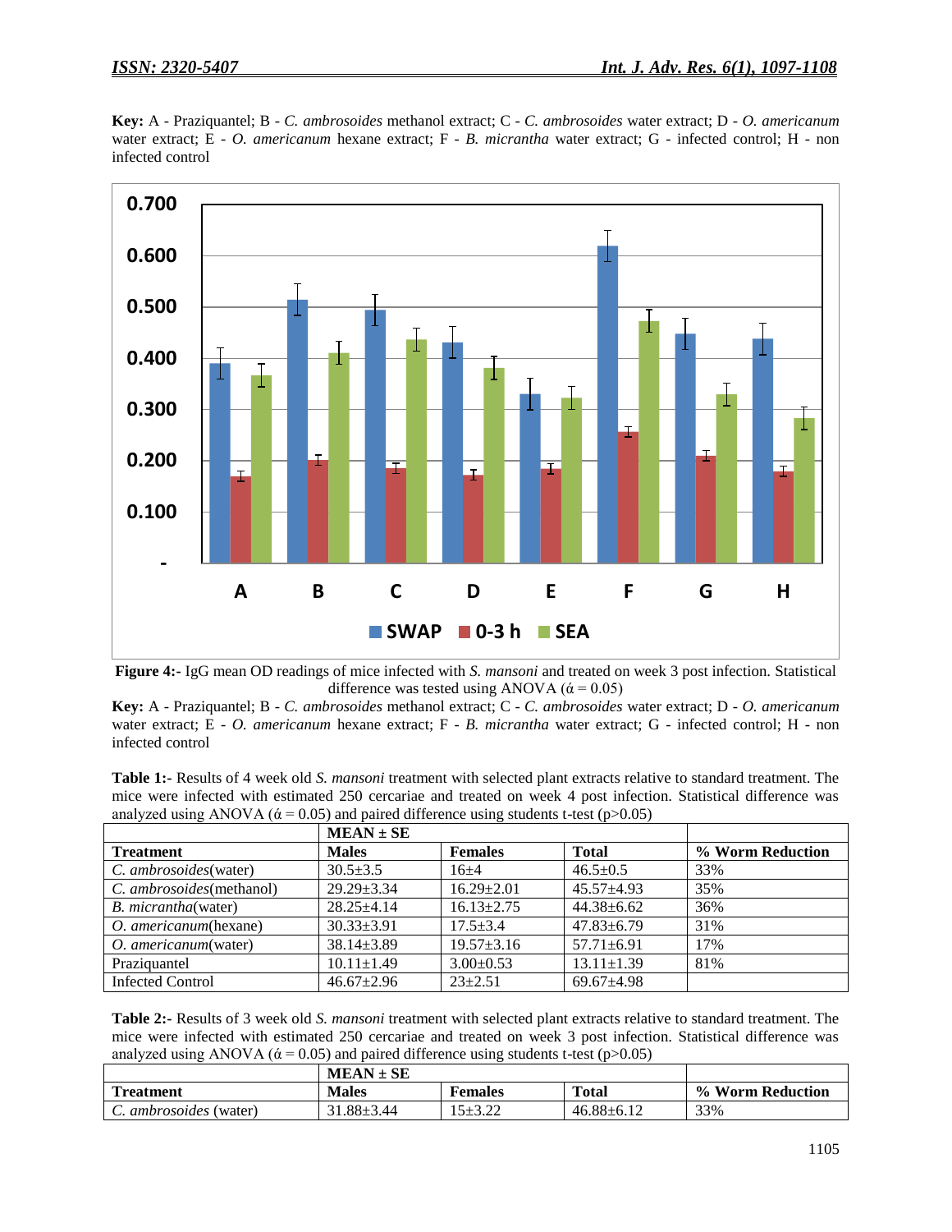**Key:** A - Praziquantel; B - *C. ambrosoides* methanol extract; C - *C. ambrosoides* water extract; D - *O. americanum* water extract; E - *O. americanum* hexane extract; F - *B. micrantha* water extract; G - infected control; H - non infected control

**Figure 4:-** IgG mean OD readings of mice infected with *S. mansoni* and treated on week 3 post infection. Statistical difference was tested using ANOVA (ά = 0.05)

**Key:** A - Praziquantel; B - *C. ambrosoides* methanol extract; C - *C. ambrosoides* water extract; D - *O. americanum* water extract; E - *O. americanum* hexane extract; F - *B. micrantha* water extract; G - infected control; H - non infected control

**Table 1:-** Results of 4 week old *S. mansoni* treatment with selected plant extracts relative to standard treatment. The mice were infected with estimated 250 cercariae and treated on week 4 post infection. Statistical difference was analyzed using ANOVA (ά = 0.05) and paired difference using students t-test (p>0.05)

| | **MEAN ± SE** | | | |
|---|---|---|---|---|
| **Treatment** | **Males** | **Females** | **Total** | **% Worm Reduction** |
| *C. ambrosoides*(water) | 30.5±3.5 | 16±4 | 46.5±0.5 | 33% |
| *C. ambrosoides*(methanol) | 29.29±3.34 | 16.29±2.01 | 45.57±4.93 | 35% |
| *B. micrantha*(water) | 28.25±4.14 | 16.13±2.75 | 44.38±6.62 | 36% |
| *O. americanum*(hexane) | 30.33±3.91 | 17.5±3.4 | 47.83±6.79 | 31% |
| *O. americanum*(water) | 38.14±3.89 | 19.57±3.16 | 57.71±6.91 | 17% |
| Praziquantel | 10.11±1.49 | 3.00±0.53 | 13.11±1.39 | 81% |
| Infected Control | 46.67±2.96 | 23±2.51 | 69.67±4.98 | |

**Table 2:-** Results of 3 week old *S. mansoni* treatment with selected plant extracts relative to standard treatment. The mice were infected with estimated 250 cercariae and treated on week 3 post infection. Statistical difference was analyzed using ANOVA (ά = 0.05) and paired difference using students t-test (p>0.05)

| | **MEAN ± SE** | | | |
|---|---|---|---|---|
| **Treatment** | **Males** | **Females** | **Total** | **% Worm Reduction** |
| *C. ambrosoides* (water) | 31.88±3.44 | 15±3.22 | 46.88±6.12 | 33% |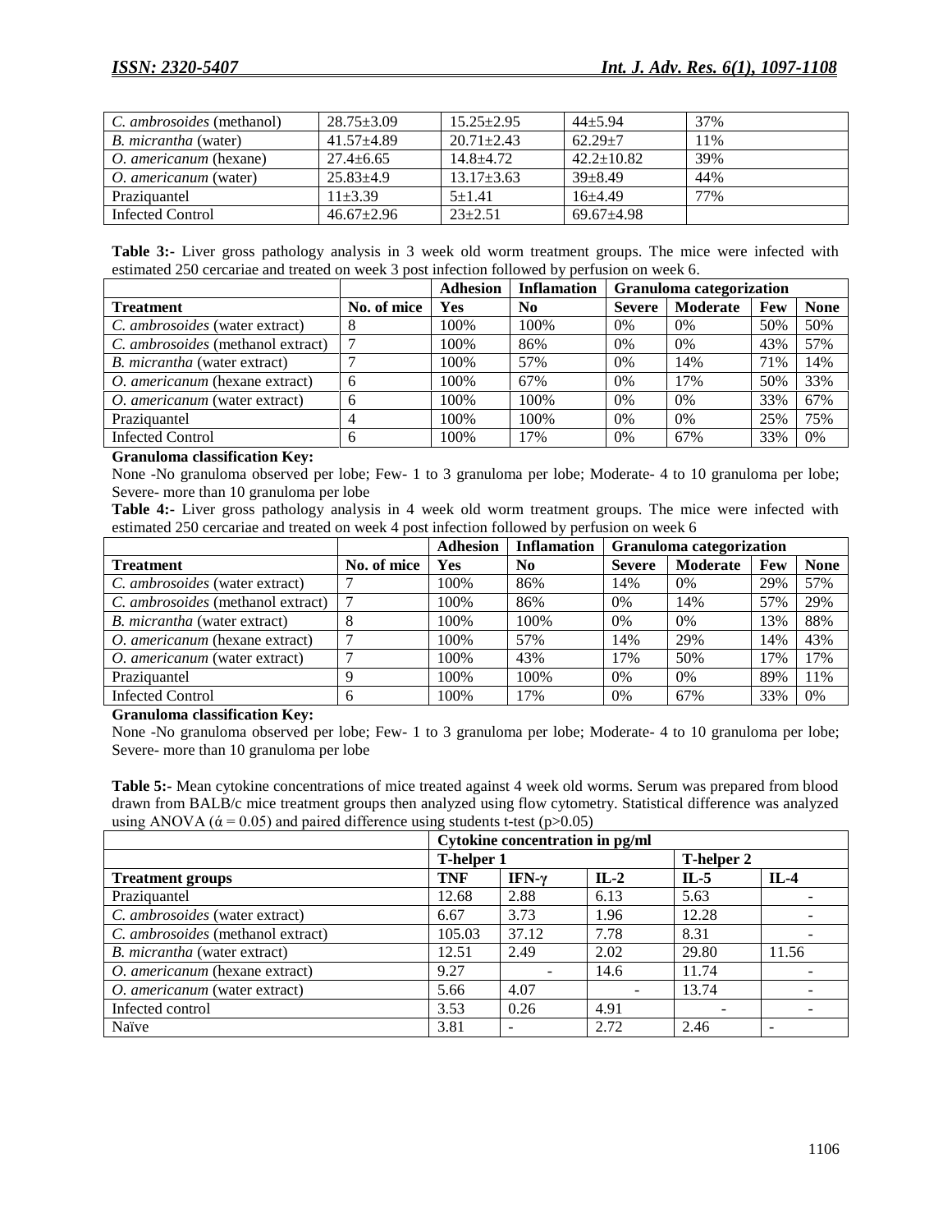| | | | | |
|---|---|---|---|---|
| *C. ambrosoides* (methanol) | 28.75±3.09 | 15.25±2.95 | 44±5.94 | 37% |
| *B. micrantha* (water) | 41.57±4.89 | 20.71±2.43 | 62.29±7 | 11% |
| *O. americanum* (hexane) | 27.4±6.65 | 14.8±4.72 | 42.2±10.82 | 39% |
| *O. americanum* (water) | 25.83±4.9 | 13.17±3.63 | 39±8.49 | 44% |
| Praziquantel | 11±3.39 | 5±1.41 | 16±4.49 | 77% |
| Infected Control | 46.67±2.96 | 23±2.51 | 69.67±4.98 | |

**Table 3:-** Liver gross pathology analysis in 3 week old worm treatment groups. The mice were infected with estimated 250 cercariae and treated on week 3 post infection followed by perfusion on week 6.

| | | Adhesion | Inflamation | Granuloma categorization | | | |
|---|---|---|---|---|---|---|---|
| **Treatment** | **No. of mice** | **Yes** | **No** | **Severe** | **Moderate** | **Few** | **None** |
| *C. ambrosoides* (water extract) | 8 | 100% | 100% | 0% | 0% | 50% | 50% |
| *C. ambrosoides* (methanol extract) | 7 | 100% | 86% | 0% | 0% | 43% | 57% |
| *B. micrantha* (water extract) | 7 | 100% | 57% | 0% | 14% | 71% | 14% |
| *O. americanum* (hexane extract) | 6 | 100% | 67% | 0% | 17% | 50% | 33% |
| *O. americanum* (water extract) | 6 | 100% | 100% | 0% | 0% | 33% | 67% |
| Praziquantel | 4 | 100% | 100% | 0% | 0% | 25% | 75% |
| Infected Control | 6 | 100% | 17% | 0% | 67% | 33% | 0% |

**Granuloma classification Key:**

None -No granuloma observed per lobe; Few- 1 to 3 granuloma per lobe; Moderate- 4 to 10 granuloma per lobe; Severe- more than 10 granuloma per lobe

**Table 4:-** Liver gross pathology analysis in 4 week old worm treatment groups. The mice were infected with estimated 250 cercariae and treated on week 4 post infection followed by perfusion on week 6

| | | Adhesion | Inflamation | Granuloma categorization | | | |
|---|---|---|---|---|---|---|---|
| **Treatment** | **No. of mice** | **Yes** | **No** | **Severe** | **Moderate** | **Few** | **None** |
| *C. ambrosoides* (water extract) | 7 | 100% | 86% | 14% | 0% | 29% | 57% |
| *C. ambrosoides* (methanol extract) | 7 | 100% | 86% | 0% | 14% | 57% | 29% |
| *B. micrantha* (water extract) | 8 | 100% | 100% | 0% | 0% | 13% | 88% |
| *O. americanum* (hexane extract) | 7 | 100% | 57% | 14% | 29% | 14% | 43% |
| *O. americanum* (water extract) | 7 | 100% | 43% | 17% | 50% | 17% | 17% |
| Praziquantel | 9 | 100% | 100% | 0% | 0% | 89% | 11% |
| Infected Control | 6 | 100% | 17% | 0% | 67% | 33% | 0% |

**Granuloma classification Key:**

None -No granuloma observed per lobe; Few- 1 to 3 granuloma per lobe; Moderate- 4 to 10 granuloma per lobe; Severe- more than 10 granuloma per lobe

**Table 5:-** Mean cytokine concentrations of mice treated against 4 week old worms. Serum was prepared from blood drawn from BALB/c mice treatment groups then analyzed using flow cytometry. Statistical difference was analyzed using ANOVA ($\acute{\alpha} = 0.05$) and paired difference using students t-test ($p>0.05$)

| | Cytokine concentration in pg/ml | | | | |
|---|---|---|---|---|---|
| | T-helper 1 | | | T-helper 2 | |
| **Treatment groups** | **TNF** | **IFN-γ** | **IL-2** | **IL-5** | **IL-4** |
| Praziquantel | 12.68 | 2.88 | 6.13 | 5.63 | - |
| *C. ambrosoides* (water extract) | 6.67 | 3.73 | 1.96 | 12.28 | - |
| *C. ambrosoides* (methanol extract) | 105.03 | 37.12 | 7.78 | 8.31 | - |
| *B. micrantha* (water extract) | 12.51 | 2.49 | 2.02 | 29.80 | 11.56 |
| *O. americanum* (hexane extract) | 9.27 | - | 14.6 | 11.74 | - |
| *O. americanum* (water extract) | 5.66 | 4.07 | - | 13.74 | - |
| Infected control | 3.53 | 0.26 | 4.91 | - | - |
| Naïve | 3.81 | - | 2.72 | 2.46 | - |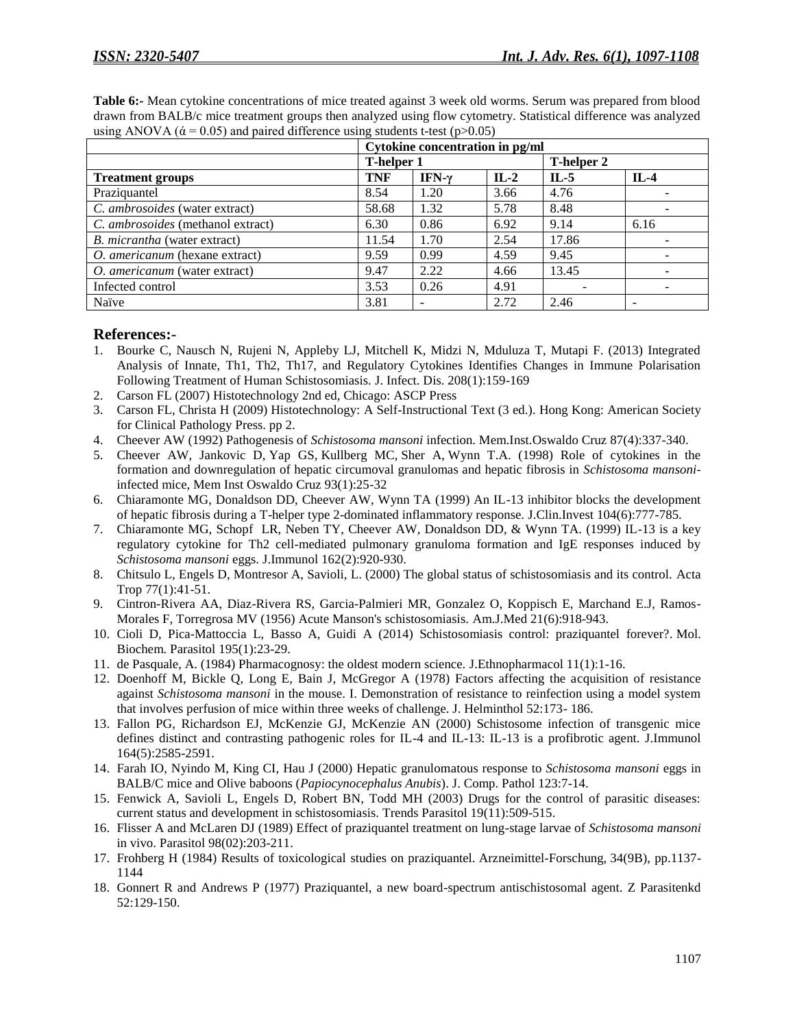**Table 6:-** Mean cytokine concentrations of mice treated against 3 week old worms. Serum was prepared from blood drawn from BALB/c mice treatment groups then analyzed using flow cytometry. Statistical difference was analyzed using ANOVA ($\acute{\alpha} = 0.05$) and paired difference using students t-test ($p>0.05$)

| | Cytokine concentration in pg/ml | | | | |
|---|---|---|---|---|---|
| | T-helper 1 | | | T-helper 2 | |
| **Treatment groups** | **TNF** | **IFN-γ** | **IL-2** | **IL-5** | **IL-4** |
| Praziquantel | 8.54 | 1.20 | 3.66 | 4.76 | - |
| *C. ambrosoides* (water extract) | 58.68 | 1.32 | 5.78 | 8.48 | - |
| *C. ambrosoides* (methanol extract) | 6.30 | 0.86 | 6.92 | 9.14 | 6.16 |
| *B. micrantha* (water extract) | 11.54 | 1.70 | 2.54 | 17.86 | - |
| *O. americanum* (hexane extract) | 9.59 | 0.99 | 4.59 | 9.45 | - |
| *O. americanum* (water extract) | 9.47 | 2.22 | 4.66 | 13.45 | - |
| Infected control | 3.53 | 0.26 | 4.91 | - | - |
| Naïve | 3.81 | - | 2.72 | 2.46 | - |

## References:-

1. Bourke C, Nausch N, Rujeni N, Appleby LJ, Mitchell K, Midzi N, Mduluza T, Mutapi F. (2013) Integrated Analysis of Innate, Th1, Th2, Th17, and Regulatory Cytokines Identifies Changes in Immune Polarisation Following Treatment of Human Schistosomiasis. J. Infect. Dis. 208(1):159-169
2. Carson FL (2007) Histotechnology 2nd ed, Chicago: ASCP Press
3. Carson FL, Christa H (2009) Histotechnology: A Self-Instructional Text (3 ed.). Hong Kong: American Society for Clinical Pathology Press. pp 2.
4. Cheever AW (1992) Pathogenesis of *Schistosoma mansoni* infection. Mem.Inst.Oswaldo Cruz 87(4):337-340.
5. Cheever AW, Jankovic D, Yap GS, Kullberg MC, Sher A, Wynn T.A. (1998) Role of cytokines in the formation and downregulation of hepatic circumoval granulomas and hepatic fibrosis in *Schistosoma mansoni*-infected mice, Mem Inst Oswaldo Cruz 93(1):25-32
6. Chiaramonte MG, Donaldson DD, Cheever AW, Wynn TA (1999) An IL-13 inhibitor blocks the development of hepatic fibrosis during a T-helper type 2-dominated inflammatory response. J.Clin.Invest 104(6):777-785.
7. Chiaramonte MG, Schopf LR, Neben TY, Cheever AW, Donaldson DD, & Wynn TA. (1999) IL-13 is a key regulatory cytokine for Th2 cell-mediated pulmonary granuloma formation and IgE responses induced by *Schistosoma mansoni* eggs. J.Immunol 162(2):920-930.
8. Chitsulo L, Engels D, Montresor A, Savioli, L. (2000) The global status of schistosomiasis and its control. Acta Trop 77(1):41-51.
9. Cintron-Rivera AA, Diaz-Rivera RS, Garcia-Palmieri MR, Gonzalez O, Koppisch E, Marchand E.J, Ramos-Morales F, Torregrosa MV (1956) Acute Manson's schistosomiasis. Am.J.Med 21(6):918-943.
10. Cioli D, Pica-Mattoccia L, Basso A, Guidi A (2014) Schistosomiasis control: praziquantel forever?. Mol. Biochem. Parasitol 195(1):23-29.
11. de Pasquale, A. (1984) Pharmacognosy: the oldest modern science. J.Ethnopharmacol 11(1):1-16.
12. Doenhoff M, Bickle Q, Long E, Bain J, McGregor A (1978) Factors affecting the acquisition of resistance against *Schistosoma mansoni* in the mouse. I. Demonstration of resistance to reinfection using a model system that involves perfusion of mice within three weeks of challenge. J. Helminthol 52:173- 186.
13. Fallon PG, Richardson EJ, McKenzie GJ, McKenzie AN (2000) Schistosome infection of transgenic mice defines distinct and contrasting pathogenic roles for IL-4 and IL-13: IL-13 is a profibrotic agent. J.Immunol 164(5):2585-2591.
14. Farah IO, Nyindo M, King CI, Hau J (2000) Hepatic granulomatous response to *Schistosoma mansoni* eggs in BALB/C mice and Olive baboons (*Papiocynocephalus Anubis*). J. Comp. Pathol 123:7-14.
15. Fenwick A, Savioli L, Engels D, Robert BN, Todd MH (2003) Drugs for the control of parasitic diseases: current status and development in schistosomiasis. Trends Parasitol 19(11):509-515.
16. Flisser A and McLaren DJ (1989) Effect of praziquantel treatment on lung-stage larvae of *Schistosoma mansoni* in vivo. Parasitol 98(02):203-211.
17. Frohberg H (1984) Results of toxicological studies on praziquantel. Arzneimittel-Forschung, 34(9B), pp.1137-1144
18. Gonnert R and Andrews P (1977) Praziquantel, a new board-spectrum antischistosomal agent. Z Parasitenkd 52:129-150.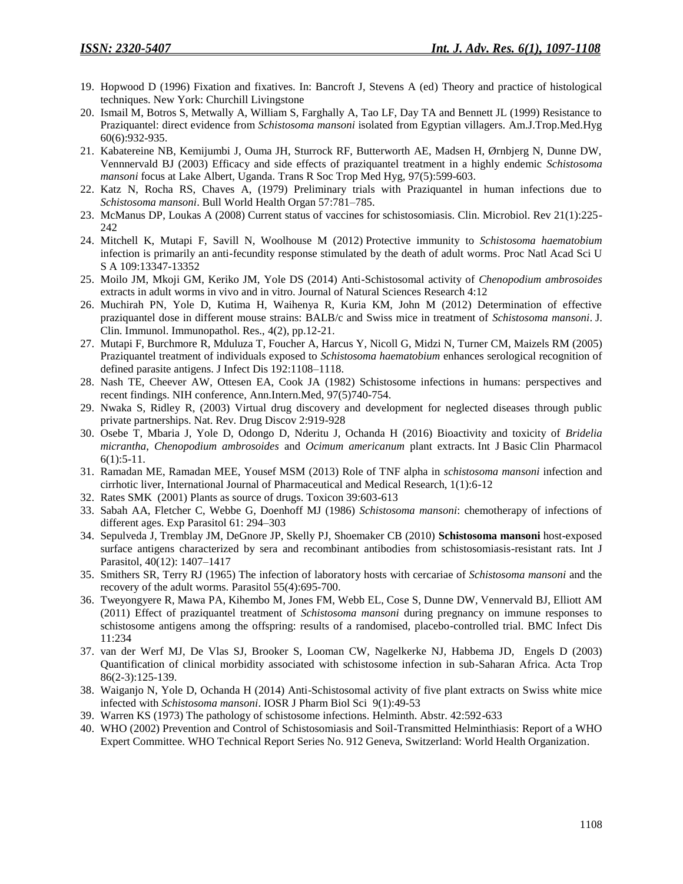19. Hopwood D (1996) Fixation and fixatives. In: Bancroft J, Stevens A (ed) Theory and practice of histological techniques. New York: Churchill Livingstone
20. Ismail M, Botros S, Metwally A, William S, Farghally A, Tao LF, Day TA and Bennett JL (1999) Resistance to Praziquantel: direct evidence from *Schistosoma mansoni* isolated from Egyptian villagers. Am.J.Trop.Med.Hyg 60(6):932-935.
21. Kabatereine NB, Kemijumbi J, Ouma JH, Sturrock RF, Butterworth AE, Madsen H, Ørnbjerg N, Dunne DW, Vennnervald BJ (2003) Efficacy and side effects of praziquantel treatment in a highly endemic *Schistosoma mansoni* focus at Lake Albert, Uganda. Trans R Soc Trop Med Hyg, 97(5):599-603.
22. Katz N, Rocha RS, Chaves A, (1979) Preliminary trials with Praziquantel in human infections due to *Schistosoma mansoni*. Bull World Health Organ 57:781–785.
23. McManus DP, Loukas A (2008) Current status of vaccines for schistosomiasis. Clin. Microbiol. Rev 21(1):225-242
24. Mitchell K, Mutapi F, Savill N, Woolhouse M (2012) Protective immunity to *Schistosoma haematobium* infection is primarily an anti-fecundity response stimulated by the death of adult worms. Proc Natl Acad Sci U S A 109:13347-13352
25. Moilo JM, Mkoji GM, Keriko JM, Yole DS (2014) Anti-Schistosomal activity of *Chenopodium ambrosoides* extracts in adult worms in vivo and in vitro. Journal of Natural Sciences Research 4:12
26. Muchirah PN, Yole D, Kutima H, Waihenya R, Kuria KM, John M (2012) Determination of effective praziquantel dose in different mouse strains: BALB/c and Swiss mice in treatment of *Schistosoma mansoni*. J. Clin. Immunol. Immunopathol. Res., 4(2), pp.12-21.
27. Mutapi F, Burchmore R, Mduluza T, Foucher A, Harcus Y, Nicoll G, Midzi N, Turner CM, Maizels RM (2005) Praziquantel treatment of individuals exposed to *Schistosoma haematobium* enhances serological recognition of defined parasite antigens. J Infect Dis 192:1108–1118.
28. Nash TE, Cheever AW, Ottesen EA, Cook JA (1982) Schistosome infections in humans: perspectives and recent findings. NIH conference, Ann.Intern.Med, 97(5)740-754.
29. Nwaka S, Ridley R, (2003) Virtual drug discovery and development for neglected diseases through public private partnerships. Nat. Rev. Drug Discov 2:919-928
30. Osebe T, Mbaria J, Yole D, Odongo D, Nderitu J, Ochanda H (2016) Bioactivity and toxicity of *Bridelia micrantha*, *Chenopodium ambrosoides* and *Ocimum americanum* plant extracts. Int J Basic Clin Pharmacol 6(1):5-11.
31. Ramadan ME, Ramadan MEE, Yousef MSM (2013) Role of TNF alpha in *schistosoma mansoni* infection and cirrhotic liver, International Journal of Pharmaceutical and Medical Research, 1(1):6-12
32. Rates SMK (2001) Plants as source of drugs. Toxicon 39:603-613
33. Sabah AA, Fletcher C, Webbe G, Doenhoff MJ (1986) *Schistosoma mansoni*: chemotherapy of infections of different ages. Exp Parasitol 61: 294–303
34. Sepulveda J, Tremblay JM, DeGnore JP, Skelly PJ, Shoemaker CB (2010) **Schistosoma mansoni** host-exposed surface antigens characterized by sera and recombinant antibodies from schistosomiasis-resistant rats. Int J Parasitol, 40(12): 1407–1417
35. Smithers SR, Terry RJ (1965) The infection of laboratory hosts with cercariae of *Schistosoma mansoni* and the recovery of the adult worms. Parasitol 55(4):695-700.
36. Tweyongyere R, Mawa PA, Kihembo M, Jones FM, Webb EL, Cose S, Dunne DW, Vennervald BJ, Elliott AM (2011) Effect of praziquantel treatment of *Schistosoma mansoni* during pregnancy on immune responses to schistosome antigens among the offspring: results of a randomised, placebo-controlled trial. BMC Infect Dis 11:234
37. van der Werf MJ, De Vlas SJ, Brooker S, Looman CW, Nagelkerke NJ, Habbema JD, Engels D (2003) Quantification of clinical morbidity associated with schistosome infection in sub-Saharan Africa. Acta Trop 86(2-3):125-139.
38. Waiganjo N, Yole D, Ochanda H (2014) Anti-Schistosomal activity of five plant extracts on Swiss white mice infected with *Schistosoma mansoni*. IOSR J Pharm Biol Sci 9(1):49-53
39. Warren KS (1973) The pathology of schistosome infections. Helminth. Abstr. 42:592-633
40. WHO (2002) Prevention and Control of Schistosomiasis and Soil-Transmitted Helminthiasis: Report of a WHO Expert Committee. WHO Technical Report Series No. 912 Geneva, Switzerland: World Health Organization.